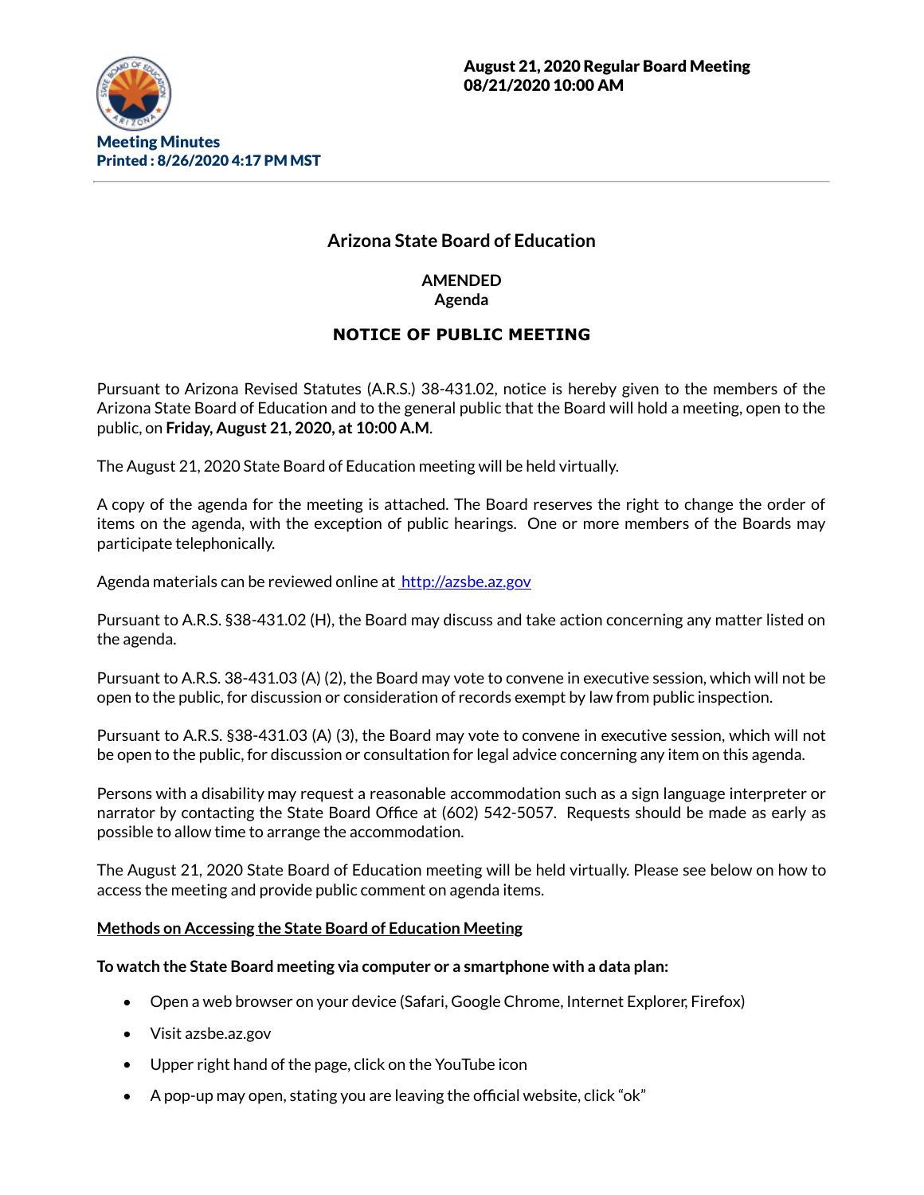August 21, 2020 Regular Board Meeting
08/21/2020 10:00 AM

Meeting Minutes
Printed : 8/26/2020 4:17 PM MST

---

# Arizona State Board of Education

**AMENDED**
**Agenda**

**NOTICE OF PUBLIC MEETING**

Pursuant to Arizona Revised Statutes (A.R.S.) 38-431.02, notice is hereby given to the members of the Arizona State Board of Education and to the general public that the Board will hold a meeting, open to the public, on **Friday, August 21, 2020, at 10:00 A.M**.

The August 21, 2020 State Board of Education meeting will be held virtually.

A copy of the agenda for the meeting is attached. The Board reserves the right to change the order of items on the agenda, with the exception of public hearings. One or more members of the Boards may participate telephonically.

Agenda materials can be reviewed online at http://azsbe.az.gov

Pursuant to A.R.S. §38-431.02 (H), the Board may discuss and take action concerning any matter listed on the agenda.

Pursuant to A.R.S. 38-431.03 (A) (2), the Board may vote to convene in executive session, which will not be open to the public, for discussion or consideration of records exempt by law from public inspection.

Pursuant to A.R.S. §38-431.03 (A) (3), the Board may vote to convene in executive session, which will not be open to the public, for discussion or consultation for legal advice concerning any item on this agenda.

Persons with a disability may request a reasonable accommodation such as a sign language interpreter or narrator by contacting the State Board Office at (602) 542-5057. Requests should be made as early as possible to allow time to arrange the accommodation.

The August 21, 2020 State Board of Education meeting will be held virtually. Please see below on how to access the meeting and provide public comment on agenda items.

**Methods on Accessing the State Board of Education Meeting**

**To watch the State Board meeting via computer or a smartphone with a data plan:**

- Open a web browser on your device (Safari, Google Chrome, Internet Explorer, Firefox)
- Visit azsbe.az.gov
- Upper right hand of the page, click on the YouTube icon
- A pop-up may open, stating you are leaving the official website, click "ok"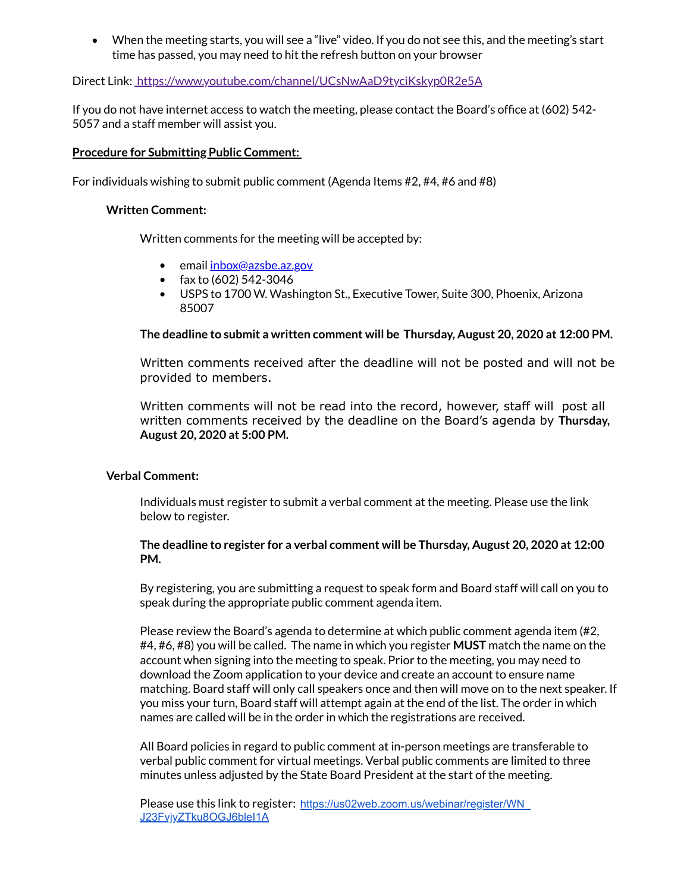- When the meeting starts, you will see a "live" video. If you do not see this, and the meeting's start time has passed, you may need to hit the refresh button on your browser

Direct Link: https://www.youtube.com/channel/UCsNwAaD9tyciKskyp0R2e5A

If you do not have internet access to watch the meeting, please contact the Board's office at (602) 542-5057 and a staff member will assist you.

**Procedure for Submitting Public Comment:**

For individuals wishing to submit public comment (Agenda Items #2, #4, #6 and #8)

**Written Comment:**

Written comments for the meeting will be accepted by:

- email inbox@azsbe.az.gov
- fax to (602) 542-3046
- USPS to 1700 W. Washington St., Executive Tower, Suite 300, Phoenix, Arizona 85007

**The deadline to submit a written comment will be Thursday, August 20, 2020 at 12:00 PM.**

Written comments received after the deadline will not be posted and will not be provided to members.

Written comments will not be read into the record, however, staff will post all written comments received by the deadline on the Board's agenda by **Thursday, August 20, 2020 at 5:00 PM.**

**Verbal Comment:**

Individuals must register to submit a verbal comment at the meeting. Please use the link below to register.

**The deadline to register for a verbal comment will be Thursday, August 20, 2020 at 12:00 PM.**

By registering, you are submitting a request to speak form and Board staff will call on you to speak during the appropriate public comment agenda item.

Please review the Board's agenda to determine at which public comment agenda item (#2, #4, #6, #8) you will be called. The name in which you register **MUST** match the name on the account when signing into the meeting to speak. Prior to the meeting, you may need to download the Zoom application to your device and create an account to ensure name matching. Board staff will only call speakers once and then will move on to the next speaker. If you miss your turn, Board staff will attempt again at the end of the list. The order in which names are called will be in the order in which the registrations are received.

All Board policies in regard to public comment at in-person meetings are transferable to verbal public comment for virtual meetings. Verbal public comments are limited to three minutes unless adjusted by the State Board President at the start of the meeting.

Please use this link to register: https://us02web.zoom.us/webinar/register/WN_J23FvjyZTku8OGJ6blel1A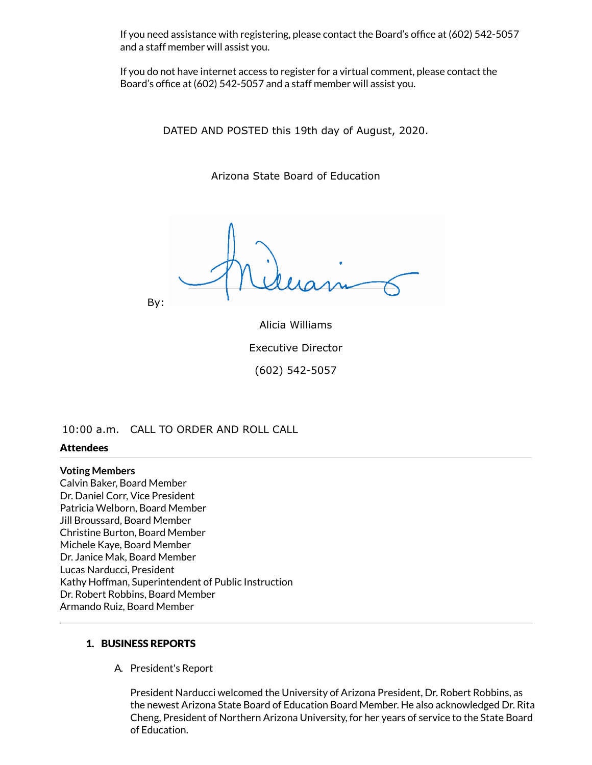If you need assistance with registering, please contact the Board's office at (602) 542-5057 and a staff member will assist you.

If you do not have internet access to register for a virtual comment, please contact the Board's office at (602) 542-5057 and a staff member will assist you.

DATED AND POSTED this 19th day of August, 2020.

Arizona State Board of Education

By:

Alicia Williams

Executive Director

(602) 542-5057

10:00 a.m. CALL TO ORDER AND ROLL CALL

**Attendees**

**Voting Members**
Calvin Baker, Board Member
Dr. Daniel Corr, Vice President
Patricia Welborn, Board Member
Jill Broussard, Board Member
Christine Burton, Board Member
Michele Kaye, Board Member
Dr. Janice Mak, Board Member
Lucas Narducci, President
Kathy Hoffman, Superintendent of Public Instruction
Dr. Robert Robbins, Board Member
Armando Ruiz, Board Member

## 1. BUSINESS REPORTS

A. President's Report

President Narducci welcomed the University of Arizona President, Dr. Robert Robbins, as the newest Arizona State Board of Education Board Member. He also acknowledged Dr. Rita Cheng, President of Northern Arizona University, for her years of service to the State Board of Education.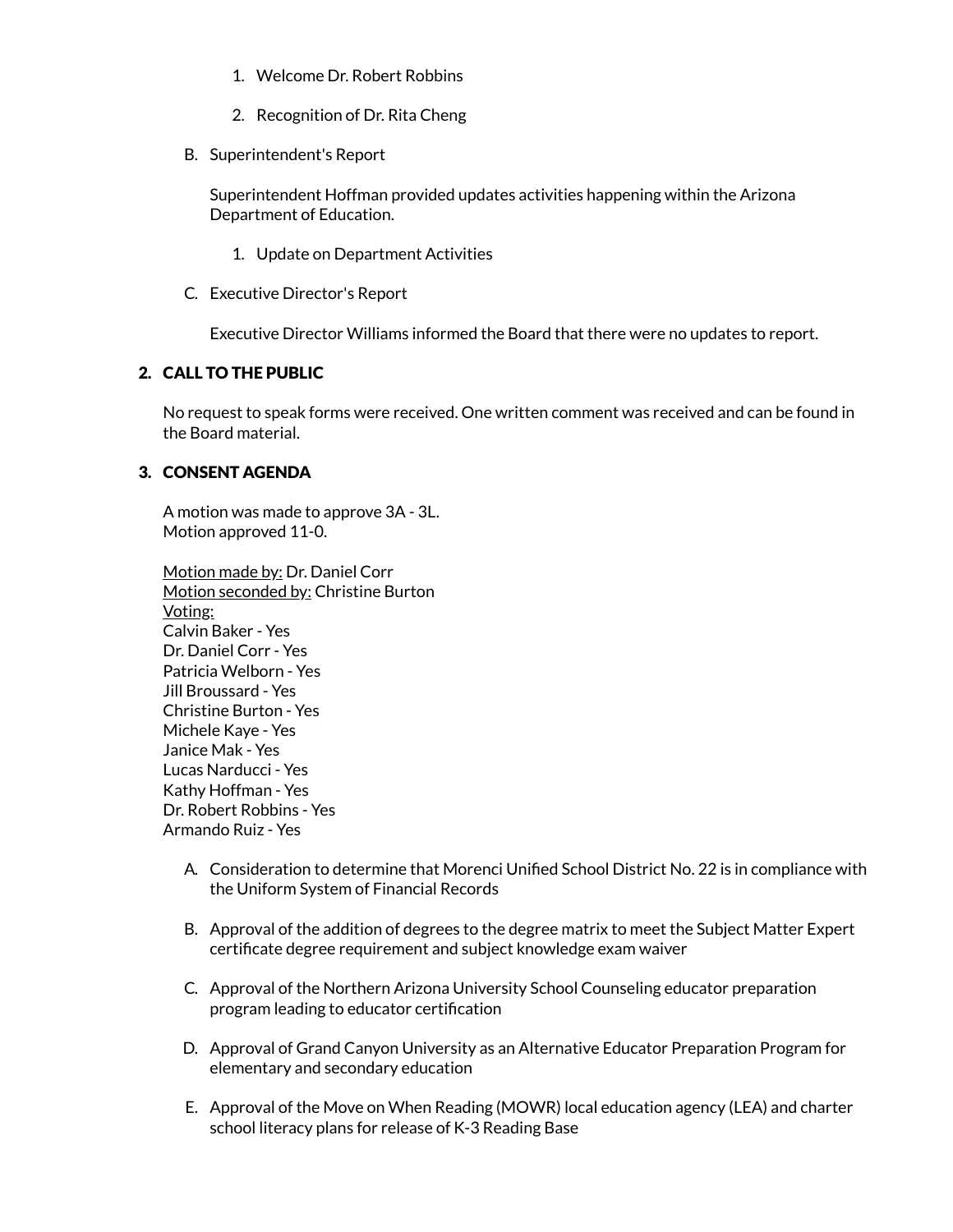1. Welcome Dr. Robert Robbins

2. Recognition of Dr. Rita Cheng

B. Superintendent's Report

Superintendent Hoffman provided updates activities happening within the Arizona Department of Education.

1. Update on Department Activities

C. Executive Director's Report

Executive Director Williams informed the Board that there were no updates to report.

## 2. CALL TO THE PUBLIC

No request to speak forms were received. One written comment was received and can be found in the Board material.

## 3. CONSENT AGENDA

A motion was made to approve 3A - 3L.
Motion approved 11-0.

Motion made by: Dr. Daniel Corr
Motion seconded by: Christine Burton
Voting:
Calvin Baker - Yes
Dr. Daniel Corr - Yes
Patricia Welborn - Yes
Jill Broussard - Yes
Christine Burton - Yes
Michele Kaye - Yes
Janice Mak - Yes
Lucas Narducci - Yes
Kathy Hoffman - Yes
Dr. Robert Robbins - Yes
Armando Ruiz - Yes

A. Consideration to determine that Morenci Unified School District No. 22 is in compliance with the Uniform System of Financial Records

B. Approval of the addition of degrees to the degree matrix to meet the Subject Matter Expert certificate degree requirement and subject knowledge exam waiver

C. Approval of the Northern Arizona University School Counseling educator preparation program leading to educator certification

D. Approval of Grand Canyon University as an Alternative Educator Preparation Program for elementary and secondary education

E. Approval of the Move on When Reading (MOWR) local education agency (LEA) and charter school literacy plans for release of K-3 Reading Base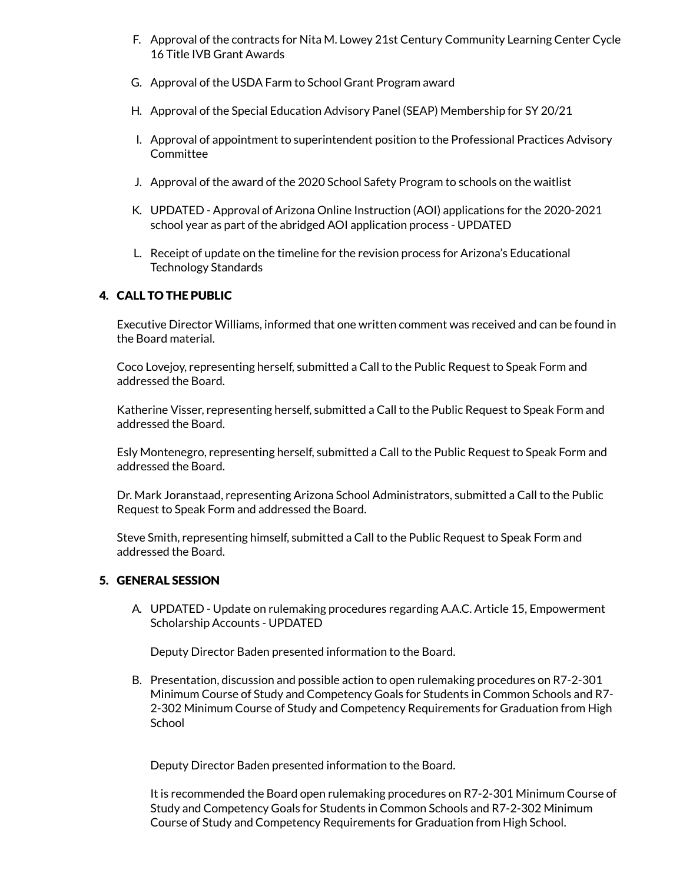F. Approval of the contracts for Nita M. Lowey 21st Century Community Learning Center Cycle 16 Title IVB Grant Awards

G. Approval of the USDA Farm to School Grant Program award

H. Approval of the Special Education Advisory Panel (SEAP) Membership for SY 20/21

I. Approval of appointment to superintendent position to the Professional Practices Advisory Committee

J. Approval of the award of the 2020 School Safety Program to schools on the waitlist

K. UPDATED - Approval of Arizona Online Instruction (AOI) applications for the 2020-2021 school year as part of the abridged AOI application process - UPDATED

L. Receipt of update on the timeline for the revision process for Arizona's Educational Technology Standards

## 4. CALL TO THE PUBLIC

Executive Director Williams, informed that one written comment was received and can be found in the Board material.

Coco Lovejoy, representing herself, submitted a Call to the Public Request to Speak Form and addressed the Board.

Katherine Visser, representing herself, submitted a Call to the Public Request to Speak Form and addressed the Board.

Esly Montenegro, representing herself, submitted a Call to the Public Request to Speak Form and addressed the Board.

Dr. Mark Joranstaad, representing Arizona School Administrators, submitted a Call to the Public Request to Speak Form and addressed the Board.

Steve Smith, representing himself, submitted a Call to the Public Request to Speak Form and addressed the Board.

## 5. GENERAL SESSION

A. UPDATED - Update on rulemaking procedures regarding A.A.C. Article 15, Empowerment Scholarship Accounts - UPDATED

Deputy Director Baden presented information to the Board.

B. Presentation, discussion and possible action to open rulemaking procedures on R7-2-301 Minimum Course of Study and Competency Goals for Students in Common Schools and R7-2-302 Minimum Course of Study and Competency Requirements for Graduation from High School

Deputy Director Baden presented information to the Board.

It is recommended the Board open rulemaking procedures on R7-2-301 Minimum Course of Study and Competency Goals for Students in Common Schools and R7-2-302 Minimum Course of Study and Competency Requirements for Graduation from High School.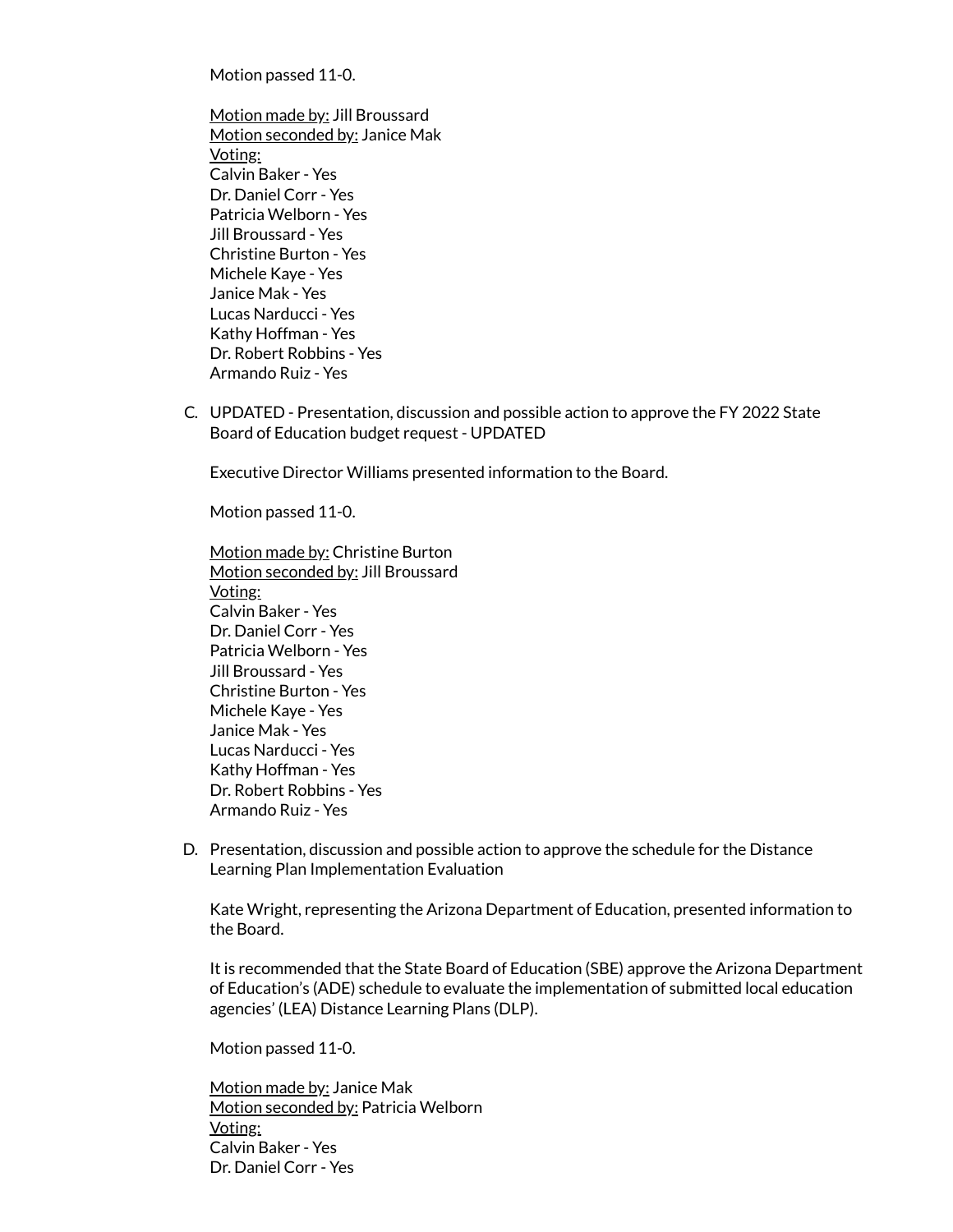Motion passed 11-0.

Motion made by: Jill Broussard
Motion seconded by: Janice Mak
Voting:
Calvin Baker - Yes
Dr. Daniel Corr - Yes
Patricia Welborn - Yes
Jill Broussard - Yes
Christine Burton - Yes
Michele Kaye - Yes
Janice Mak - Yes
Lucas Narducci - Yes
Kathy Hoffman - Yes
Dr. Robert Robbins - Yes
Armando Ruiz - Yes

C. UPDATED - Presentation, discussion and possible action to approve the FY 2022 State Board of Education budget request - UPDATED

Executive Director Williams presented information to the Board.

Motion passed 11-0.

Motion made by: Christine Burton
Motion seconded by: Jill Broussard
Voting:
Calvin Baker - Yes
Dr. Daniel Corr - Yes
Patricia Welborn - Yes
Jill Broussard - Yes
Christine Burton - Yes
Michele Kaye - Yes
Janice Mak - Yes
Lucas Narducci - Yes
Kathy Hoffman - Yes
Dr. Robert Robbins - Yes
Armando Ruiz - Yes

D. Presentation, discussion and possible action to approve the schedule for the Distance Learning Plan Implementation Evaluation

Kate Wright, representing the Arizona Department of Education, presented information to the Board.

It is recommended that the State Board of Education (SBE) approve the Arizona Department of Education's (ADE) schedule to evaluate the implementation of submitted local education agencies' (LEA) Distance Learning Plans (DLP).

Motion passed 11-0.

Motion made by: Janice Mak
Motion seconded by: Patricia Welborn
Voting:
Calvin Baker - Yes
Dr. Daniel Corr - Yes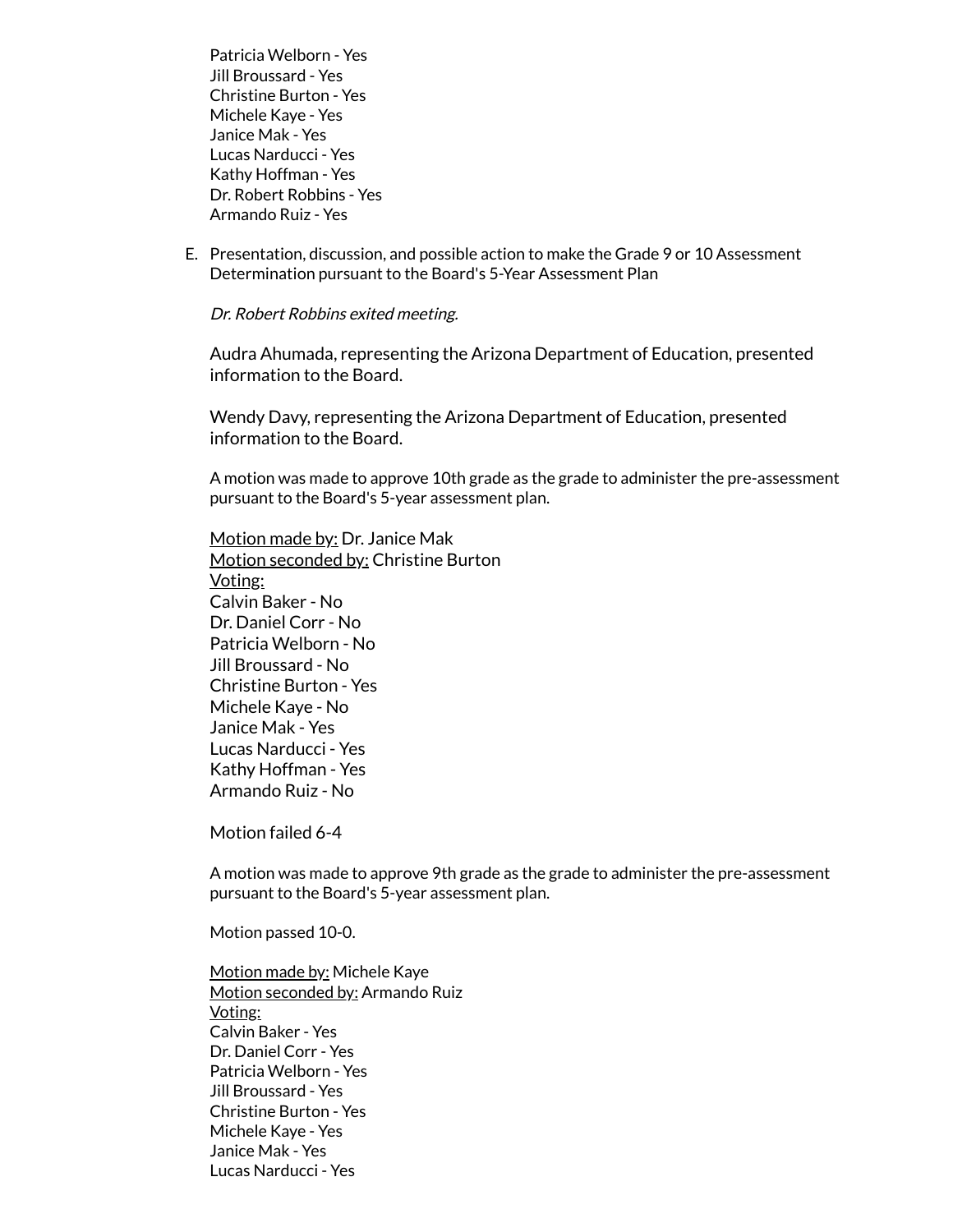Patricia Welborn - Yes
Jill Broussard - Yes
Christine Burton - Yes
Michele Kaye - Yes
Janice Mak - Yes
Lucas Narducci - Yes
Kathy Hoffman - Yes
Dr. Robert Robbins - Yes
Armando Ruiz - Yes

E. Presentation, discussion, and possible action to make the Grade 9 or 10 Assessment Determination pursuant to the Board's 5-Year Assessment Plan

   *Dr. Robert Robbins exited meeting.*

   Audra Ahumada, representing the Arizona Department of Education, presented information to the Board.

   Wendy Davy, representing the Arizona Department of Education, presented information to the Board.

   A motion was made to approve 10th grade as the grade to administer the pre-assessment pursuant to the Board's 5-year assessment plan.

   Motion made by: Dr. Janice Mak
   Motion seconded by: Christine Burton
   Voting:
   Calvin Baker - No
   Dr. Daniel Corr - No
   Patricia Welborn - No
   Jill Broussard - No
   Christine Burton - Yes
   Michele Kaye - No
   Janice Mak - Yes
   Lucas Narducci - Yes
   Kathy Hoffman - Yes
   Armando Ruiz - No

   Motion failed 6-4

   A motion was made to approve 9th grade as the grade to administer the pre-assessment pursuant to the Board's 5-year assessment plan.

   Motion passed 10-0.

   Motion made by: Michele Kaye
   Motion seconded by: Armando Ruiz
   Voting:
   Calvin Baker - Yes
   Dr. Daniel Corr - Yes
   Patricia Welborn - Yes
   Jill Broussard - Yes
   Christine Burton - Yes
   Michele Kaye - Yes
   Janice Mak - Yes
   Lucas Narducci - Yes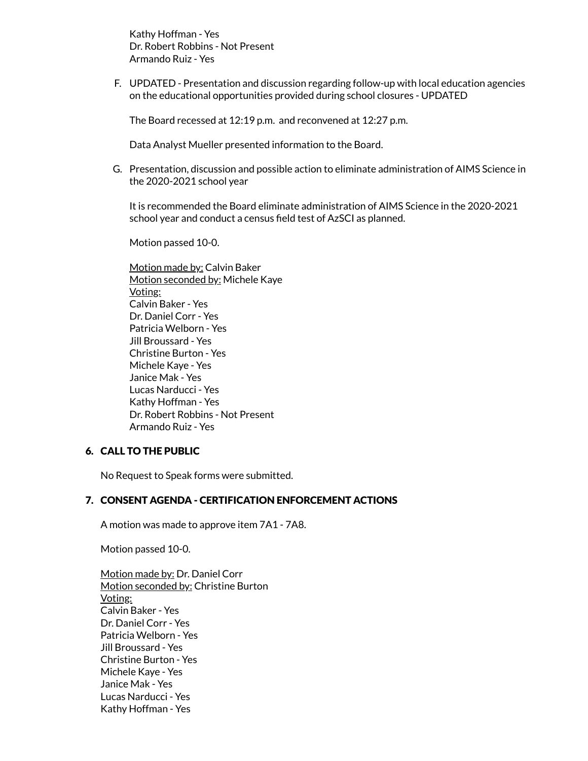Kathy Hoffman - Yes
Dr. Robert Robbins - Not Present
Armando Ruiz - Yes

F. UPDATED - Presentation and discussion regarding follow-up with local education agencies on the educational opportunities provided during school closures - UPDATED

The Board recessed at 12:19 p.m. and reconvened at 12:27 p.m.

Data Analyst Mueller presented information to the Board.

G. Presentation, discussion and possible action to eliminate administration of AIMS Science in the 2020-2021 school year

It is recommended the Board eliminate administration of AIMS Science in the 2020-2021 school year and conduct a census field test of AzSCI as planned.

Motion passed 10-0.

Motion made by: Calvin Baker
Motion seconded by: Michele Kaye
Voting:
Calvin Baker - Yes
Dr. Daniel Corr - Yes
Patricia Welborn - Yes
Jill Broussard - Yes
Christine Burton - Yes
Michele Kaye - Yes
Janice Mak - Yes
Lucas Narducci - Yes
Kathy Hoffman - Yes
Dr. Robert Robbins - Not Present
Armando Ruiz - Yes

## 6. CALL TO THE PUBLIC

No Request to Speak forms were submitted.

## 7. CONSENT AGENDA - CERTIFICATION ENFORCEMENT ACTIONS

A motion was made to approve item 7A1 - 7A8.

Motion passed 10-0.

Motion made by: Dr. Daniel Corr
Motion seconded by: Christine Burton
Voting:
Calvin Baker - Yes
Dr. Daniel Corr - Yes
Patricia Welborn - Yes
Jill Broussard - Yes
Christine Burton - Yes
Michele Kaye - Yes
Janice Mak - Yes
Lucas Narducci - Yes
Kathy Hoffman - Yes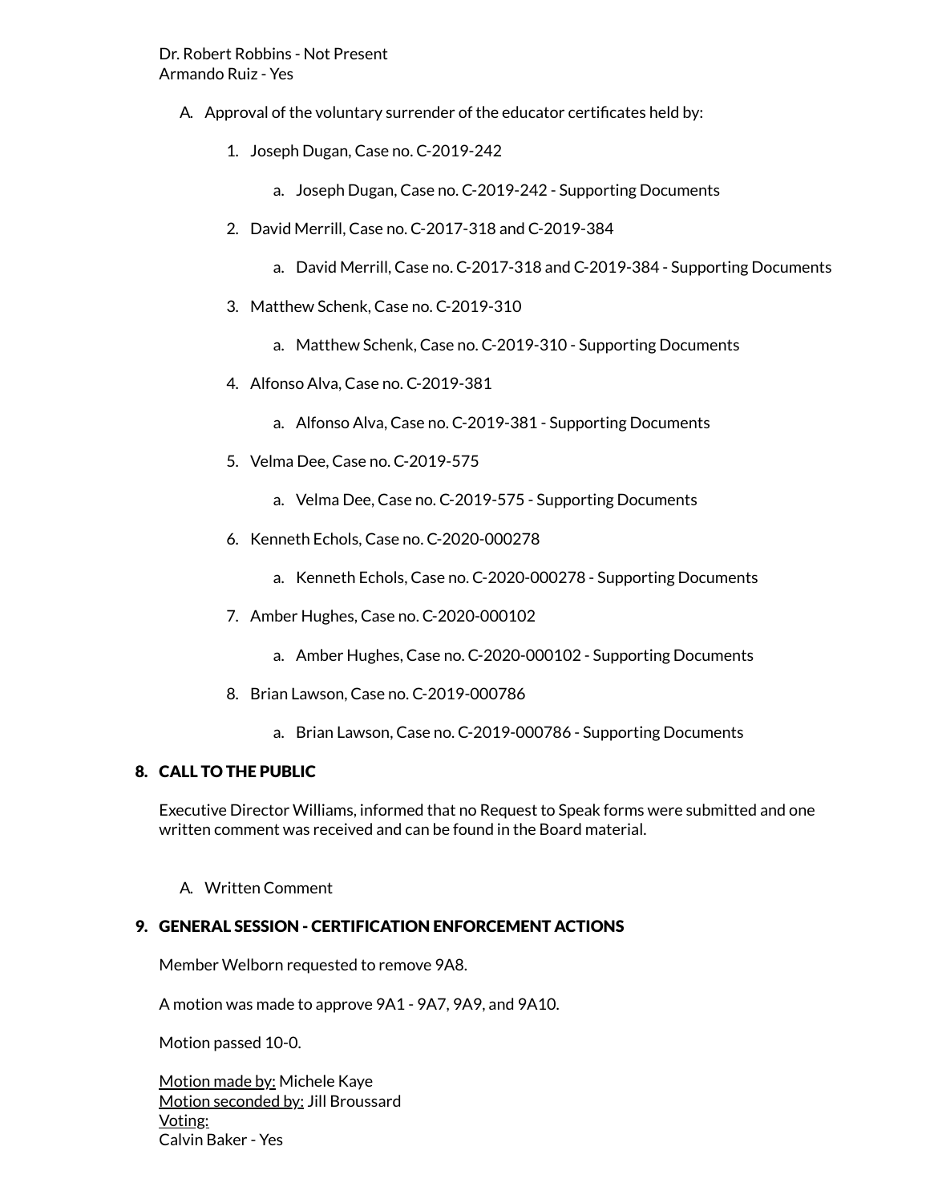Dr. Robert Robbins - Not Present
Armando Ruiz - Yes

A. Approval of the voluntary surrender of the educator certificates held by:

   1. Joseph Dugan, Case no. C-2019-242

      a. Joseph Dugan, Case no. C-2019-242 - Supporting Documents

   2. David Merrill, Case no. C-2017-318 and C-2019-384

      a. David Merrill, Case no. C-2017-318 and C-2019-384 - Supporting Documents

   3. Matthew Schenk, Case no. C-2019-310

      a. Matthew Schenk, Case no. C-2019-310 - Supporting Documents

   4. Alfonso Alva, Case no. C-2019-381

      a. Alfonso Alva, Case no. C-2019-381 - Supporting Documents

   5. Velma Dee, Case no. C-2019-575

      a. Velma Dee, Case no. C-2019-575 - Supporting Documents

   6. Kenneth Echols, Case no. C-2020-000278

      a. Kenneth Echols, Case no. C-2020-000278 - Supporting Documents

   7. Amber Hughes, Case no. C-2020-000102

      a. Amber Hughes, Case no. C-2020-000102 - Supporting Documents

   8. Brian Lawson, Case no. C-2019-000786

      a. Brian Lawson, Case no. C-2019-000786 - Supporting Documents

## 8. CALL TO THE PUBLIC

Executive Director Williams, informed that no Request to Speak forms were submitted and one written comment was received and can be found in the Board material.

A. Written Comment

## 9. GENERAL SESSION - CERTIFICATION ENFORCEMENT ACTIONS

Member Welborn requested to remove 9A8.

A motion was made to approve 9A1 - 9A7, 9A9, and 9A10.

Motion passed 10-0.

Motion made by: Michele Kaye
Motion seconded by: Jill Broussard
Voting:
Calvin Baker - Yes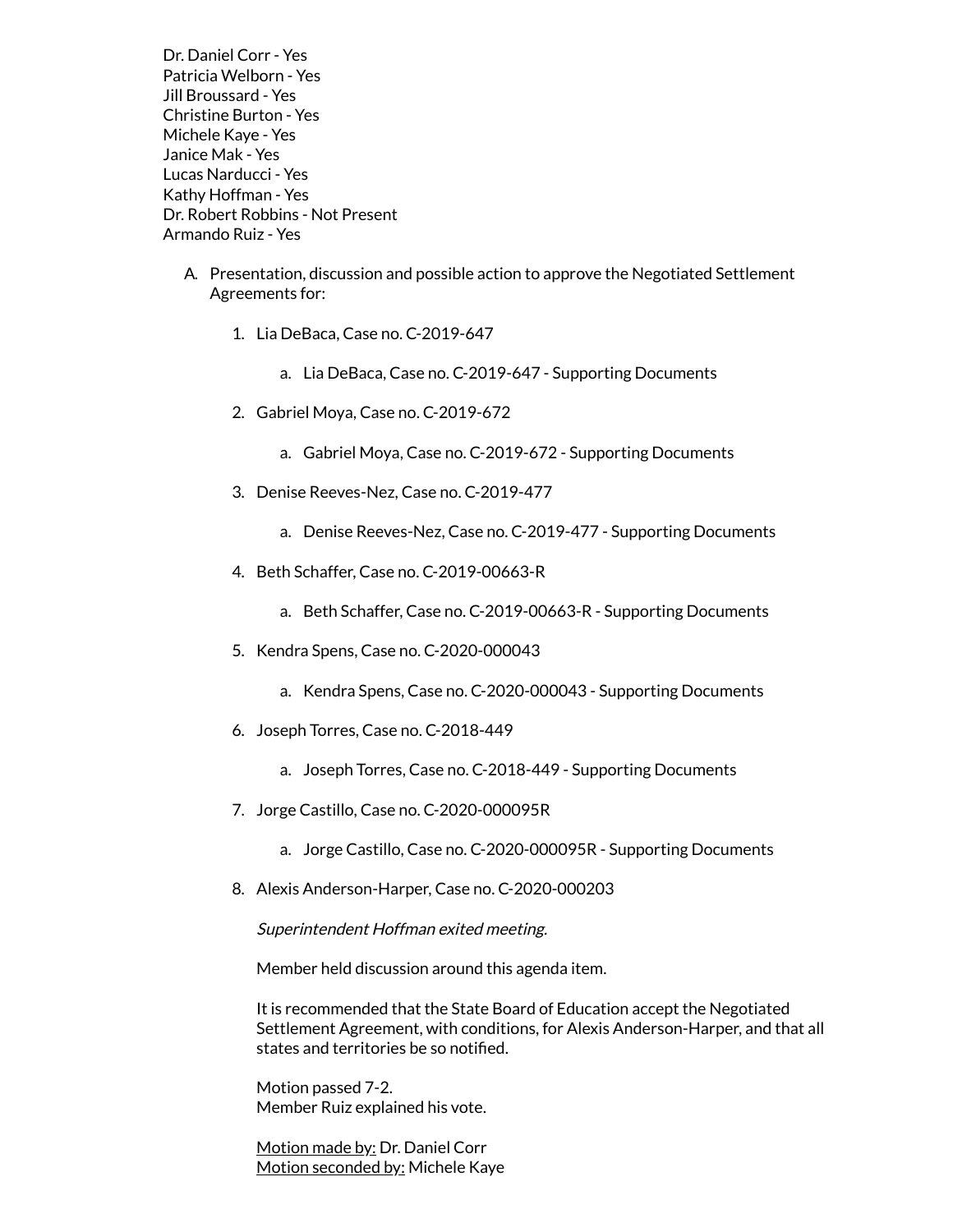Dr. Daniel Corr - Yes
Patricia Welborn - Yes
Jill Broussard - Yes
Christine Burton - Yes
Michele Kaye - Yes
Janice Mak - Yes
Lucas Narducci - Yes
Kathy Hoffman - Yes
Dr. Robert Robbins - Not Present
Armando Ruiz - Yes

A. Presentation, discussion and possible action to approve the Negotiated Settlement Agreements for:

   1. Lia DeBaca, Case no. C-2019-647

      a. Lia DeBaca, Case no. C-2019-647 - Supporting Documents

   2. Gabriel Moya, Case no. C-2019-672

      a. Gabriel Moya, Case no. C-2019-672 - Supporting Documents

   3. Denise Reeves-Nez, Case no. C-2019-477

      a. Denise Reeves-Nez, Case no. C-2019-477 - Supporting Documents

   4. Beth Schaffer, Case no. C-2019-00663-R

      a. Beth Schaffer, Case no. C-2019-00663-R - Supporting Documents

   5. Kendra Spens, Case no. C-2020-000043

      a. Kendra Spens, Case no. C-2020-000043 - Supporting Documents

   6. Joseph Torres, Case no. C-2018-449

      a. Joseph Torres, Case no. C-2018-449 - Supporting Documents

   7. Jorge Castillo, Case no. C-2020-000095R

      a. Jorge Castillo, Case no. C-2020-000095R - Supporting Documents

   8. Alexis Anderson-Harper, Case no. C-2020-000203

      *Superintendent Hoffman exited meeting.*

      Member held discussion around this agenda item.

      It is recommended that the State Board of Education accept the Negotiated Settlement Agreement, with conditions, for Alexis Anderson-Harper, and that all states and territories be so notified.

      Motion passed 7-2.
      Member Ruiz explained his vote.

      Motion made by: Dr. Daniel Corr
      Motion seconded by: Michele Kaye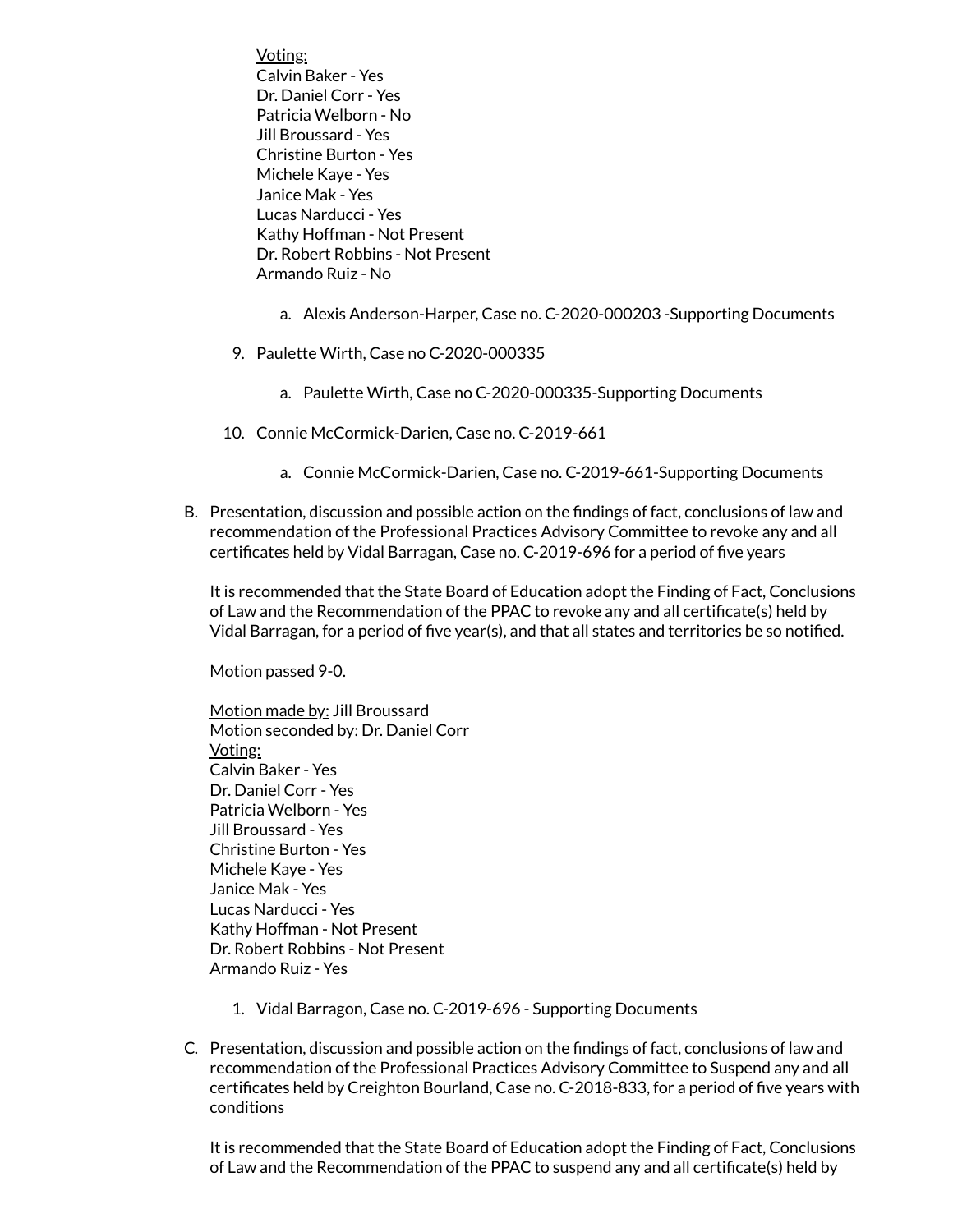Voting:
Calvin Baker - Yes
Dr. Daniel Corr - Yes
Patricia Welborn - No
Jill Broussard - Yes
Christine Burton - Yes
Michele Kaye - Yes
Janice Mak - Yes
Lucas Narducci - Yes
Kathy Hoffman - Not Present
Dr. Robert Robbins - Not Present
Armando Ruiz - No

a. Alexis Anderson-Harper, Case no. C-2020-000203 -Supporting Documents

9. Paulette Wirth, Case no C-2020-000335

   a. Paulette Wirth, Case no C-2020-000335-Supporting Documents

10. Connie McCormick-Darien, Case no. C-2019-661

    a. Connie McCormick-Darien, Case no. C-2019-661-Supporting Documents

B. Presentation, discussion and possible action on the findings of fact, conclusions of law and recommendation of the Professional Practices Advisory Committee to revoke any and all certificates held by Vidal Barragan, Case no. C-2019-696 for a period of five years

It is recommended that the State Board of Education adopt the Finding of Fact, Conclusions of Law and the Recommendation of the PPAC to revoke any and all certificate(s) held by Vidal Barragan, for a period of five year(s), and that all states and territories be so notified.

Motion passed 9-0.

Motion made by: Jill Broussard
Motion seconded by: Dr. Daniel Corr
Voting:
Calvin Baker - Yes
Dr. Daniel Corr - Yes
Patricia Welborn - Yes
Jill Broussard - Yes
Christine Burton - Yes
Michele Kaye - Yes
Janice Mak - Yes
Lucas Narducci - Yes
Kathy Hoffman - Not Present
Dr. Robert Robbins - Not Present
Armando Ruiz - Yes

1. Vidal Barragon, Case no. C-2019-696 - Supporting Documents

C. Presentation, discussion and possible action on the findings of fact, conclusions of law and recommendation of the Professional Practices Advisory Committee to Suspend any and all certificates held by Creighton Bourland, Case no. C-2018-833, for a period of five years with conditions

It is recommended that the State Board of Education adopt the Finding of Fact, Conclusions of Law and the Recommendation of the PPAC to suspend any and all certificate(s) held by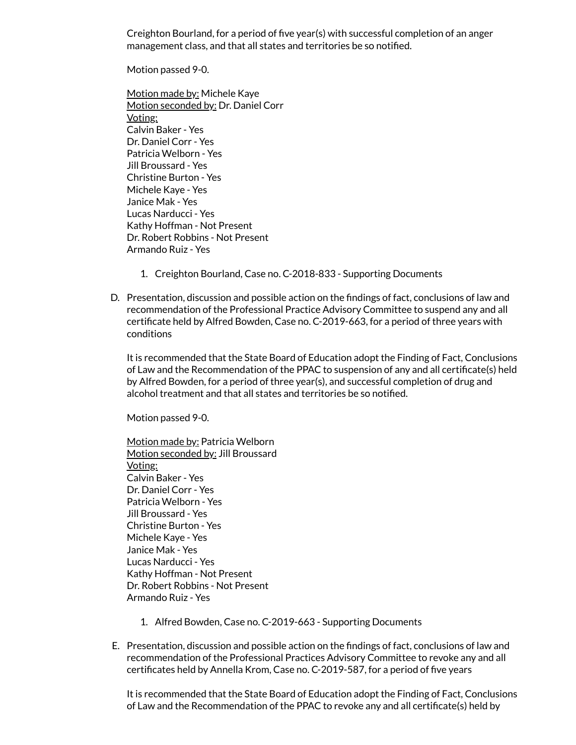Creighton Bourland, for a period of five year(s) with successful completion of an anger management class, and that all states and territories be so notified.

Motion passed 9-0.

Motion made by: Michele Kaye
Motion seconded by: Dr. Daniel Corr
Voting:
Calvin Baker - Yes
Dr. Daniel Corr - Yes
Patricia Welborn - Yes
Jill Broussard - Yes
Christine Burton - Yes
Michele Kaye - Yes
Janice Mak - Yes
Lucas Narducci - Yes
Kathy Hoffman - Not Present
Dr. Robert Robbins - Not Present
Armando Ruiz - Yes

1. Creighton Bourland, Case no. C-2018-833 - Supporting Documents

D. Presentation, discussion and possible action on the findings of fact, conclusions of law and recommendation of the Professional Practice Advisory Committee to suspend any and all certificate held by Alfred Bowden, Case no. C-2019-663, for a period of three years with conditions

It is recommended that the State Board of Education adopt the Finding of Fact, Conclusions of Law and the Recommendation of the PPAC to suspension of any and all certificate(s) held by Alfred Bowden, for a period of three year(s), and successful completion of drug and alcohol treatment and that all states and territories be so notified.

Motion passed 9-0.

Motion made by: Patricia Welborn
Motion seconded by: Jill Broussard
Voting:
Calvin Baker - Yes
Dr. Daniel Corr - Yes
Patricia Welborn - Yes
Jill Broussard - Yes
Christine Burton - Yes
Michele Kaye - Yes
Janice Mak - Yes
Lucas Narducci - Yes
Kathy Hoffman - Not Present
Dr. Robert Robbins - Not Present
Armando Ruiz - Yes

1. Alfred Bowden, Case no. C-2019-663 - Supporting Documents

E. Presentation, discussion and possible action on the findings of fact, conclusions of law and recommendation of the Professional Practices Advisory Committee to revoke any and all certificates held by Annella Krom, Case no. C-2019-587, for a period of five years

It is recommended that the State Board of Education adopt the Finding of Fact, Conclusions of Law and the Recommendation of the PPAC to revoke any and all certificate(s) held by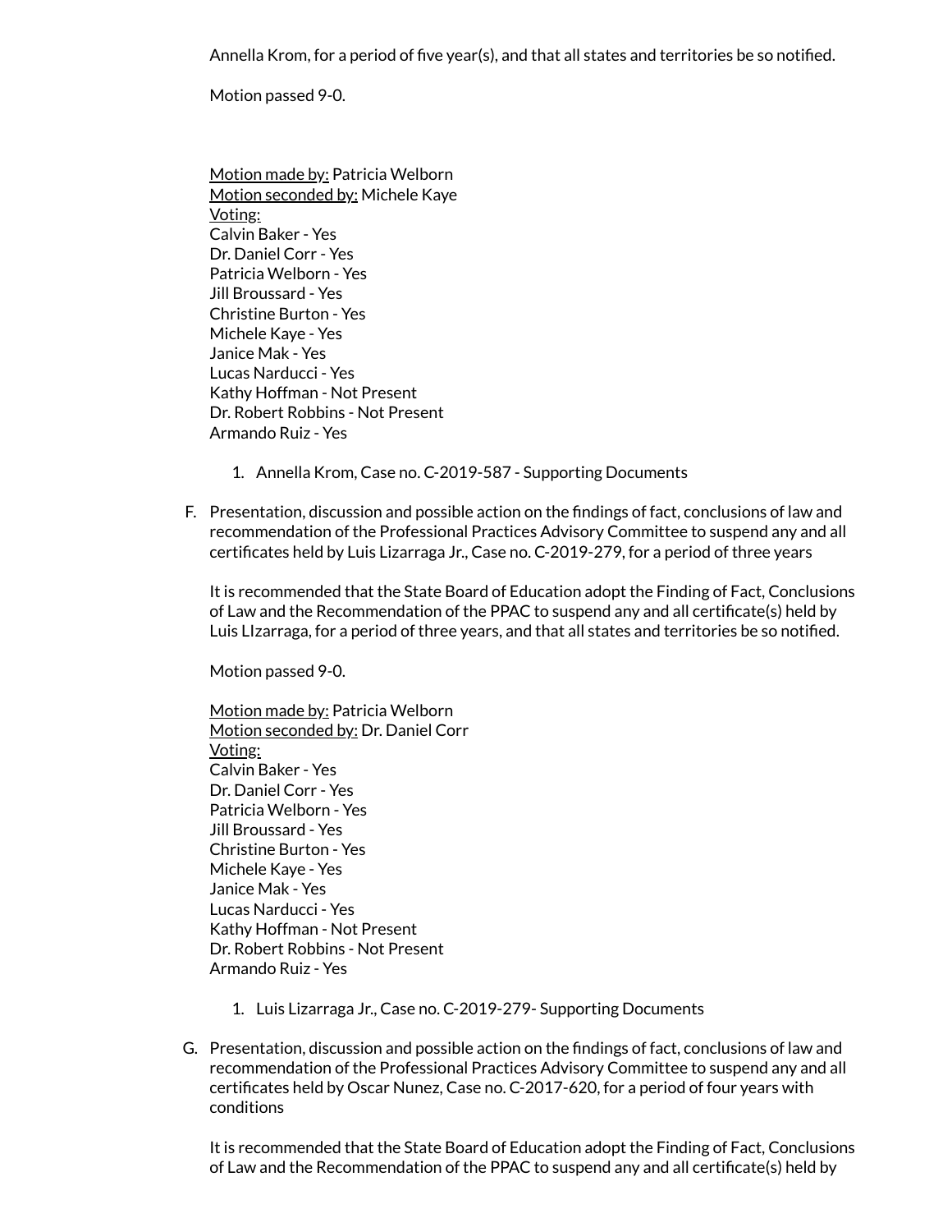Annella Krom, for a period of five year(s), and that all states and territories be so notified.

Motion passed 9-0.

Motion made by: Patricia Welborn
Motion seconded by: Michele Kaye
Voting:
Calvin Baker - Yes
Dr. Daniel Corr - Yes
Patricia Welborn - Yes
Jill Broussard - Yes
Christine Burton - Yes
Michele Kaye - Yes
Janice Mak - Yes
Lucas Narducci - Yes
Kathy Hoffman - Not Present
Dr. Robert Robbins - Not Present
Armando Ruiz - Yes

1. Annella Krom, Case no. C-2019-587 - Supporting Documents

F. Presentation, discussion and possible action on the findings of fact, conclusions of law and recommendation of the Professional Practices Advisory Committee to suspend any and all certificates held by Luis Lizarraga Jr., Case no. C-2019-279, for a period of three years

It is recommended that the State Board of Education adopt the Finding of Fact, Conclusions of Law and the Recommendation of the PPAC to suspend any and all certificate(s) held by Luis LIzarraga, for a period of three years, and that all states and territories be so notified.

Motion passed 9-0.

Motion made by: Patricia Welborn
Motion seconded by: Dr. Daniel Corr
Voting:
Calvin Baker - Yes
Dr. Daniel Corr - Yes
Patricia Welborn - Yes
Jill Broussard - Yes
Christine Burton - Yes
Michele Kaye - Yes
Janice Mak - Yes
Lucas Narducci - Yes
Kathy Hoffman - Not Present
Dr. Robert Robbins - Not Present
Armando Ruiz - Yes

1. Luis Lizarraga Jr., Case no. C-2019-279- Supporting Documents

G. Presentation, discussion and possible action on the findings of fact, conclusions of law and recommendation of the Professional Practices Advisory Committee to suspend any and all certificates held by Oscar Nunez, Case no. C-2017-620, for a period of four years with conditions

It is recommended that the State Board of Education adopt the Finding of Fact, Conclusions of Law and the Recommendation of the PPAC to suspend any and all certificate(s) held by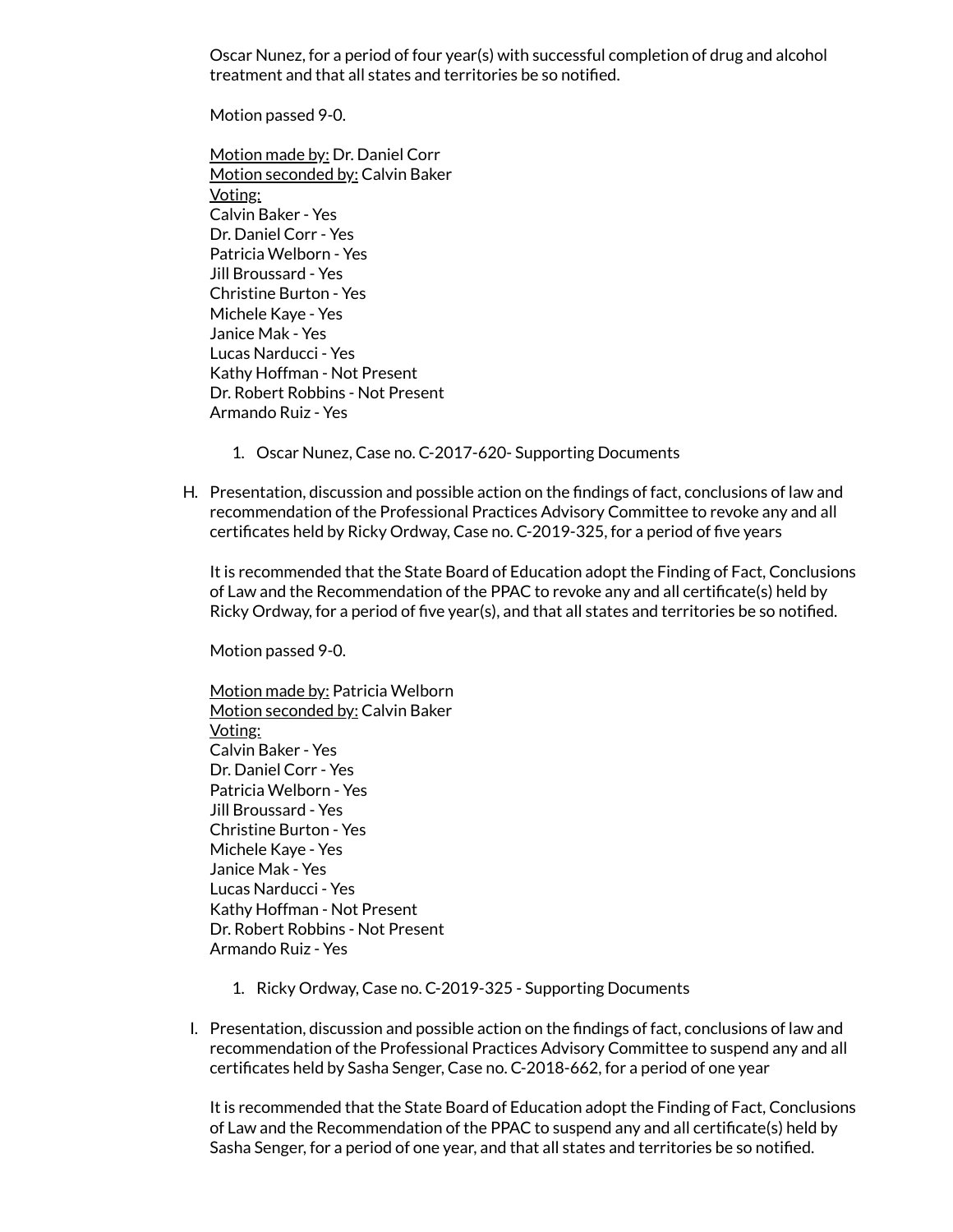Oscar Nunez, for a period of four year(s) with successful completion of drug and alcohol treatment and that all states and territories be so notified.

Motion passed 9-0.

Motion made by: Dr. Daniel Corr
Motion seconded by: Calvin Baker
Voting:
Calvin Baker - Yes
Dr. Daniel Corr - Yes
Patricia Welborn - Yes
Jill Broussard - Yes
Christine Burton - Yes
Michele Kaye - Yes
Janice Mak - Yes
Lucas Narducci - Yes
Kathy Hoffman - Not Present
Dr. Robert Robbins - Not Present
Armando Ruiz - Yes

1. Oscar Nunez, Case no. C-2017-620- Supporting Documents

H. Presentation, discussion and possible action on the findings of fact, conclusions of law and recommendation of the Professional Practices Advisory Committee to revoke any and all certificates held by Ricky Ordway, Case no. C-2019-325, for a period of five years

   It is recommended that the State Board of Education adopt the Finding of Fact, Conclusions of Law and the Recommendation of the PPAC to revoke any and all certificate(s) held by Ricky Ordway, for a period of five year(s), and that all states and territories be so notified.

   Motion passed 9-0.

   Motion made by: Patricia Welborn
   Motion seconded by: Calvin Baker
   Voting:
   Calvin Baker - Yes
   Dr. Daniel Corr - Yes
   Patricia Welborn - Yes
   Jill Broussard - Yes
   Christine Burton - Yes
   Michele Kaye - Yes
   Janice Mak - Yes
   Lucas Narducci - Yes
   Kathy Hoffman - Not Present
   Dr. Robert Robbins - Not Present
   Armando Ruiz - Yes

   1. Ricky Ordway, Case no. C-2019-325 - Supporting Documents

I. Presentation, discussion and possible action on the findings of fact, conclusions of law and recommendation of the Professional Practices Advisory Committee to suspend any and all certificates held by Sasha Senger, Case no. C-2018-662, for a period of one year

   It is recommended that the State Board of Education adopt the Finding of Fact, Conclusions of Law and the Recommendation of the PPAC to suspend any and all certificate(s) held by Sasha Senger, for a period of one year, and that all states and territories be so notified.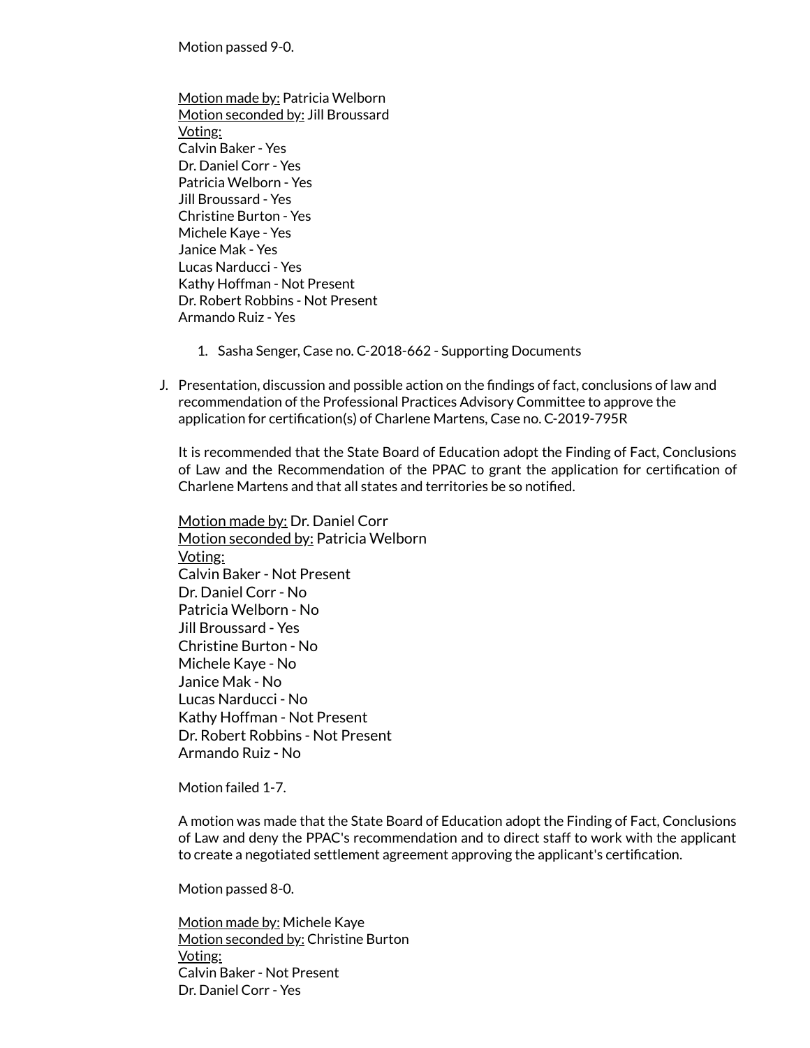Motion passed 9-0.

Motion made by: Patricia Welborn
Motion seconded by: Jill Broussard
Voting:
Calvin Baker - Yes
Dr. Daniel Corr - Yes
Patricia Welborn - Yes
Jill Broussard - Yes
Christine Burton - Yes
Michele Kaye - Yes
Janice Mak - Yes
Lucas Narducci - Yes
Kathy Hoffman - Not Present
Dr. Robert Robbins - Not Present
Armando Ruiz - Yes

1. Sasha Senger, Case no. C-2018-662 - Supporting Documents

J. Presentation, discussion and possible action on the findings of fact, conclusions of law and recommendation of the Professional Practices Advisory Committee to approve the application for certification(s) of Charlene Martens, Case no. C-2019-795R

It is recommended that the State Board of Education adopt the Finding of Fact, Conclusions of Law and the Recommendation of the PPAC to grant the application for certification of Charlene Martens and that all states and territories be so notified.

Motion made by: Dr. Daniel Corr
Motion seconded by: Patricia Welborn
Voting:
Calvin Baker - Not Present
Dr. Daniel Corr - No
Patricia Welborn - No
Jill Broussard - Yes
Christine Burton - No
Michele Kaye - No
Janice Mak - No
Lucas Narducci - No
Kathy Hoffman - Not Present
Dr. Robert Robbins - Not Present
Armando Ruiz - No

Motion failed 1-7.

A motion was made that the State Board of Education adopt the Finding of Fact, Conclusions of Law and deny the PPAC's recommendation and to direct staff to work with the applicant to create a negotiated settlement agreement approving the applicant's certification.

Motion passed 8-0.

Motion made by: Michele Kaye
Motion seconded by: Christine Burton
Voting:
Calvin Baker - Not Present
Dr. Daniel Corr - Yes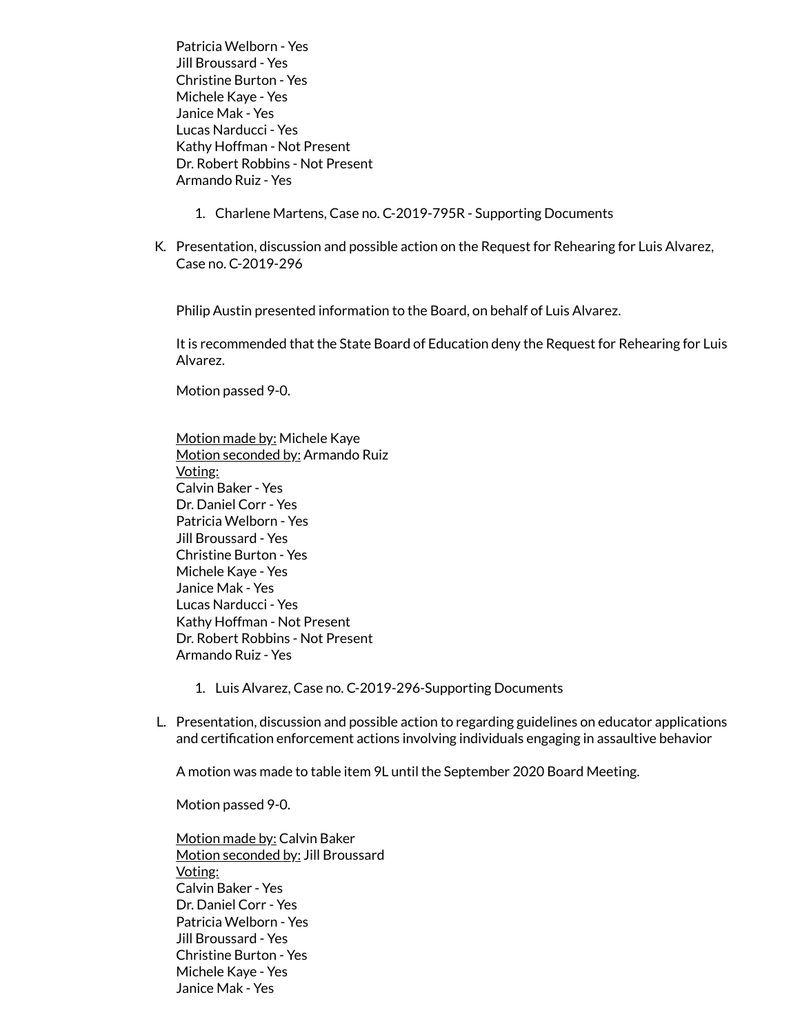Patricia Welborn - Yes
Jill Broussard - Yes
Christine Burton - Yes
Michele Kaye - Yes
Janice Mak - Yes
Lucas Narducci - Yes
Kathy Hoffman - Not Present
Dr. Robert Robbins - Not Present
Armando Ruiz - Yes

1. Charlene Martens, Case no. C-2019-795R - Supporting Documents

K. Presentation, discussion and possible action on the Request for Rehearing for Luis Alvarez, Case no. C-2019-296

Philip Austin presented information to the Board, on behalf of Luis Alvarez.

It is recommended that the State Board of Education deny the Request for Rehearing for Luis Alvarez.

Motion passed 9-0.

Motion made by: Michele Kaye
Motion seconded by: Armando Ruiz
Voting:
Calvin Baker - Yes
Dr. Daniel Corr - Yes
Patricia Welborn - Yes
Jill Broussard - Yes
Christine Burton - Yes
Michele Kaye - Yes
Janice Mak - Yes
Lucas Narducci - Yes
Kathy Hoffman - Not Present
Dr. Robert Robbins - Not Present
Armando Ruiz - Yes

1. Luis Alvarez, Case no. C-2019-296-Supporting Documents

L. Presentation, discussion and possible action to regarding guidelines on educator applications and certification enforcement actions involving individuals engaging in assaultive behavior

A motion was made to table item 9L until the September 2020 Board Meeting.

Motion passed 9-0.

Motion made by: Calvin Baker
Motion seconded by: Jill Broussard
Voting:
Calvin Baker - Yes
Dr. Daniel Corr - Yes
Patricia Welborn - Yes
Jill Broussard - Yes
Christine Burton - Yes
Michele Kaye - Yes
Janice Mak - Yes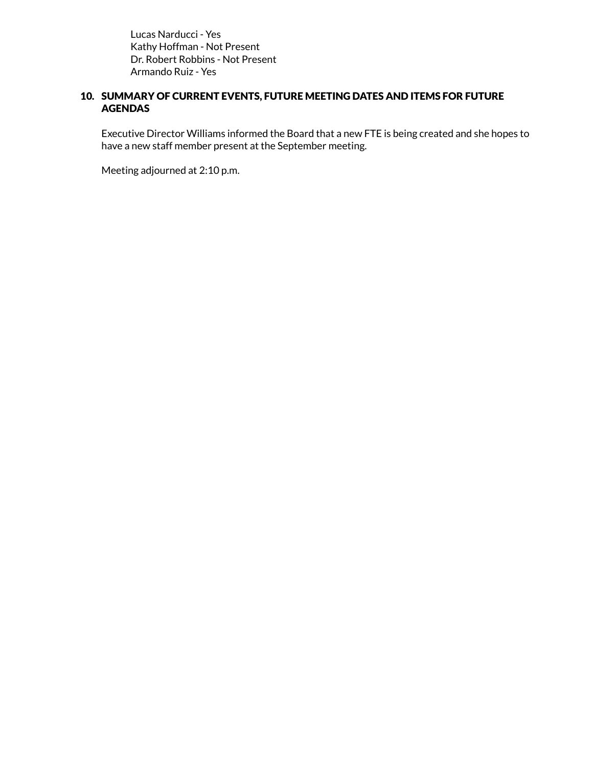Lucas Narducci - Yes
Kathy Hoffman - Not Present
Dr. Robert Robbins - Not Present
Armando Ruiz - Yes

## 10. SUMMARY OF CURRENT EVENTS, FUTURE MEETING DATES AND ITEMS FOR FUTURE AGENDAS

Executive Director Williams informed the Board that a new FTE is being created and she hopes to have a new staff member present at the September meeting.

Meeting adjourned at 2:10 p.m.